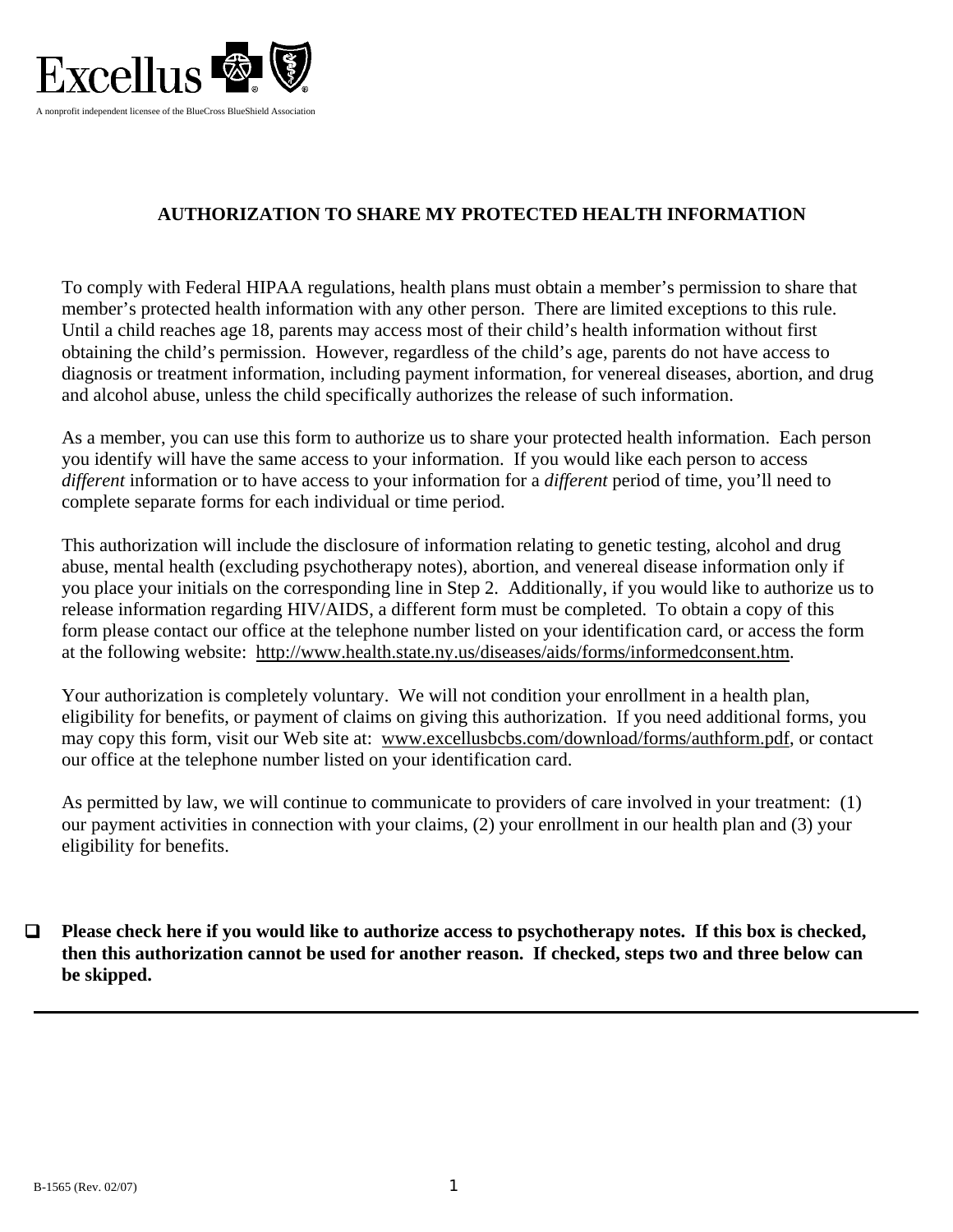Excellus

A nonprofit independent licensee of the BlueCross BlueShield Association

# AUTHORIZATION TO SHARE MY PROTECTED HEALTH INFORMATION

To comply with Federal HIPAA regulations, health plans must obtain a member's permission to share that member's protected health information with any other person. There are limited exceptions to this rule. Until a child reaches age 18, parents may access most of their child's health information without first obtaining the child's permission. However, regardless of the child's age, parents do not have access to diagnosis or treatment information, including payment information, for venereal diseases, abortion, and drug and alcohol abuse, unless the child specifically authorizes the release of such information.

As a member, you can use this form to authorize us to share your protected health information. Each person you identify will have the same access to your information. If you would like each person to access *different* information or to have access to your information for a *different* period of time, you'll need to complete separate forms for each individual or time period.

This authorization will include the disclosure of information relating to genetic testing, alcohol and drug abuse, mental health (excluding psychotherapy notes), abortion, and venereal disease information only if you place your initials on the corresponding line in Step 2. Additionally, if you would like to authorize us to release information regarding HIV/AIDS, a different form must be completed. To obtain a copy of this form please contact our office at the telephone number listed on your identification card, or access the form at the following website: http://www.health.state.ny.us/diseases/aids/forms/informedconsent.htm.

Your authorization is completely voluntary. We will not condition your enrollment in a health plan, eligibility for benefits, or payment of claims on giving this authorization. If you need additional forms, you may copy this form, visit our Web site at: www.excellusbcbs.com/download/forms/authform.pdf, or contact our office at the telephone number listed on your identification card.

As permitted by law, we will continue to communicate to providers of care involved in your treatment: (1) our payment activities in connection with your claims, (2) your enrollment in our health plan and (3) your eligibility for benefits.

- ☐ **Please check here if you would like to authorize access to psychotherapy notes. If this box is checked, then this authorization cannot be used for another reason. If checked, steps two and three below can be skipped.**

---

B-1565 (Rev. 02/07)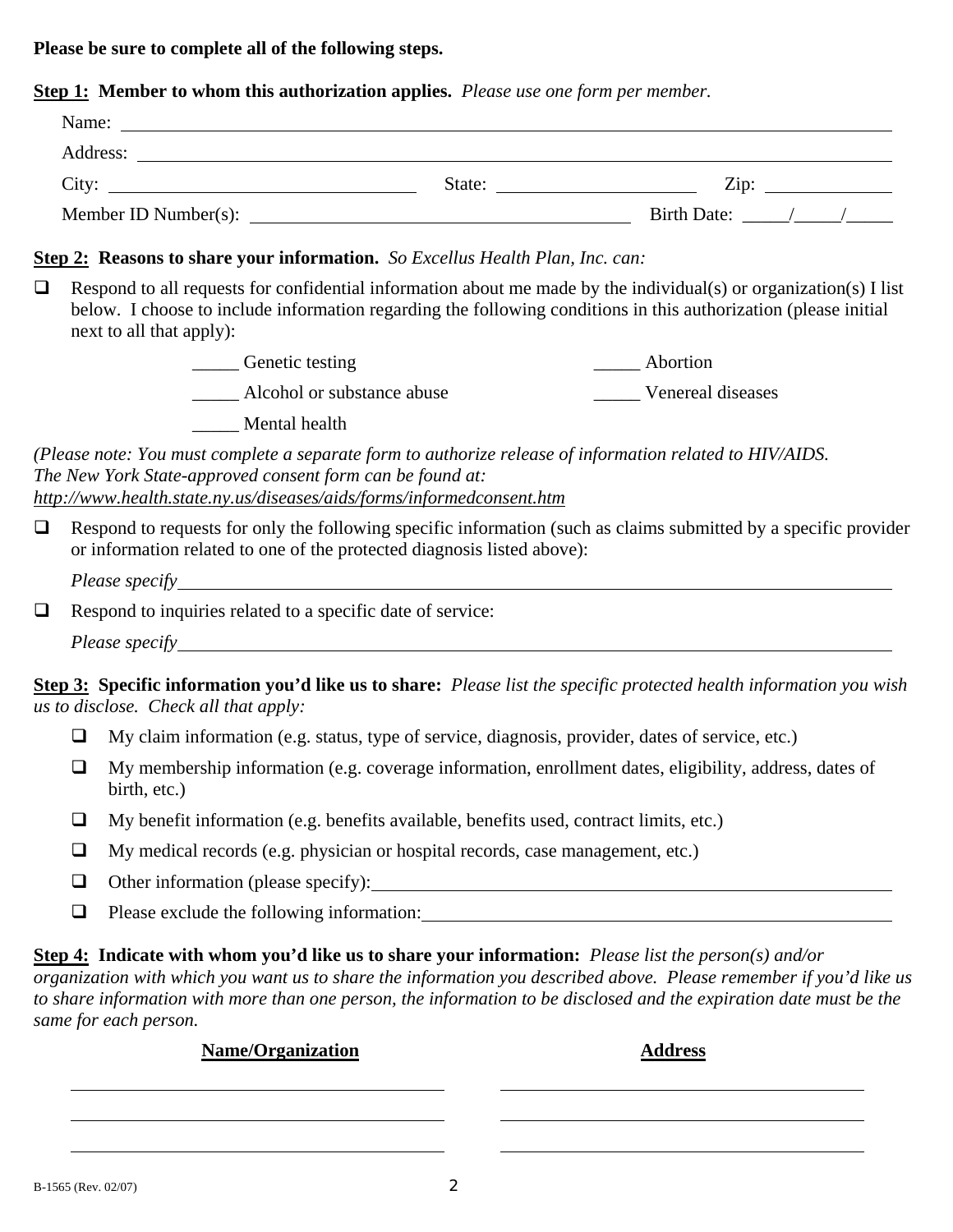**Please be sure to complete all of the following steps.**

**Step 1: Member to whom this authorization applies.** *Please use one form per member.*

Name: \_\_\_\_\_\_\_\_\_\_\_\_\_\_\_\_\_\_\_\_\_\_\_\_\_\_\_\_\_\_\_\_\_\_\_\_\_\_\_\_\_\_\_\_\_\_\_\_\_\_\_\_\_\_\_\_\_\_\_\_

Address: \_\_\_\_\_\_\_\_\_\_\_\_\_\_\_\_\_\_\_\_\_\_\_\_\_\_\_\_\_\_\_\_\_\_\_\_\_\_\_\_\_\_\_\_\_\_\_\_\_\_\_\_\_\_\_\_\_\_

City: \_\_\_\_\_\_\_\_\_\_\_\_\_\_\_\_\_\_\_\_ State: \_\_\_\_\_\_\_\_\_\_\_\_\_\_ Zip: \_\_\_\_\_\_\_\_

Member ID Number(s): \_\_\_\_\_\_\_\_\_\_\_\_\_\_\_\_\_\_\_\_\_\_\_\_ Birth Date: \_\_\_\_\_/\_\_\_\_\_/\_\_\_\_\_

**Step 2: Reasons to share your information.** *So Excellus Health Plan, Inc. can:*

- ☐ Respond to all requests for confidential information about me made by the individual(s) or organization(s) I list below. I choose to include information regarding the following conditions in this authorization (please initial next to all that apply):

  \_\_\_\_\_ Genetic testing
  \_\_\_\_\_ Abortion
  \_\_\_\_\_ Alcohol or substance abuse
  \_\_\_\_\_ Venereal diseases
  \_\_\_\_\_ Mental health

*(Please note: You must complete a separate form to authorize release of information related to HIV/AIDS. The New York State-approved consent form can be found at:* ***http://www.health.state.ny.us/diseases/aids/forms/informedconsent.htm***

- ☐ Respond to requests for only the following specific information (such as claims submitted by a specific provider or information related to one of the protected diagnosis listed above):

  *Please specify* \_\_\_\_\_\_\_\_\_\_\_\_\_\_\_\_\_\_\_\_\_\_\_\_\_\_\_\_\_\_\_\_\_\_\_\_\_\_\_\_\_\_\_\_\_\_\_\_\_\_\_\_

- ☐ Respond to inquiries related to a specific date of service:

  *Please specify* \_\_\_\_\_\_\_\_\_\_\_\_\_\_\_\_\_\_\_\_\_\_\_\_\_\_\_\_\_\_\_\_\_\_\_\_\_\_\_\_\_\_\_\_\_\_\_\_\_\_\_\_

**Step 3: Specific information you'd like us to share:** *Please list the specific protected health information you wish us to disclose. Check all that apply:*

- ☐ My claim information (e.g. status, type of service, diagnosis, provider, dates of service, etc.)
- ☐ My membership information (e.g. coverage information, enrollment dates, eligibility, address, dates of birth, etc.)
- ☐ My benefit information (e.g. benefits available, benefits used, contract limits, etc.)
- ☐ My medical records (e.g. physician or hospital records, case management, etc.)
- ☐ Other information (please specify): \_\_\_\_\_\_\_\_\_\_\_\_\_\_\_\_\_\_\_\_\_\_\_\_\_\_\_\_\_\_\_\_\_\_\_\_\_\_\_\_
- ☐ Please exclude the following information: \_\_\_\_\_\_\_\_\_\_\_\_\_\_\_\_\_\_\_\_\_\_\_\_\_\_\_\_\_\_\_\_\_\_\_\_

**Step 4: Indicate with whom you'd like us to share your information:** *Please list the person(s) and/or organization with which you want us to share the information you described above. Please remember if you'd like us to share information with more than one person, the information to be disclosed and the expiration date must be the same for each person.*

| **Name/Organization** | **Address** |
| --- | --- |
| | |
| | |
| | |

B-1565 (Rev. 02/07)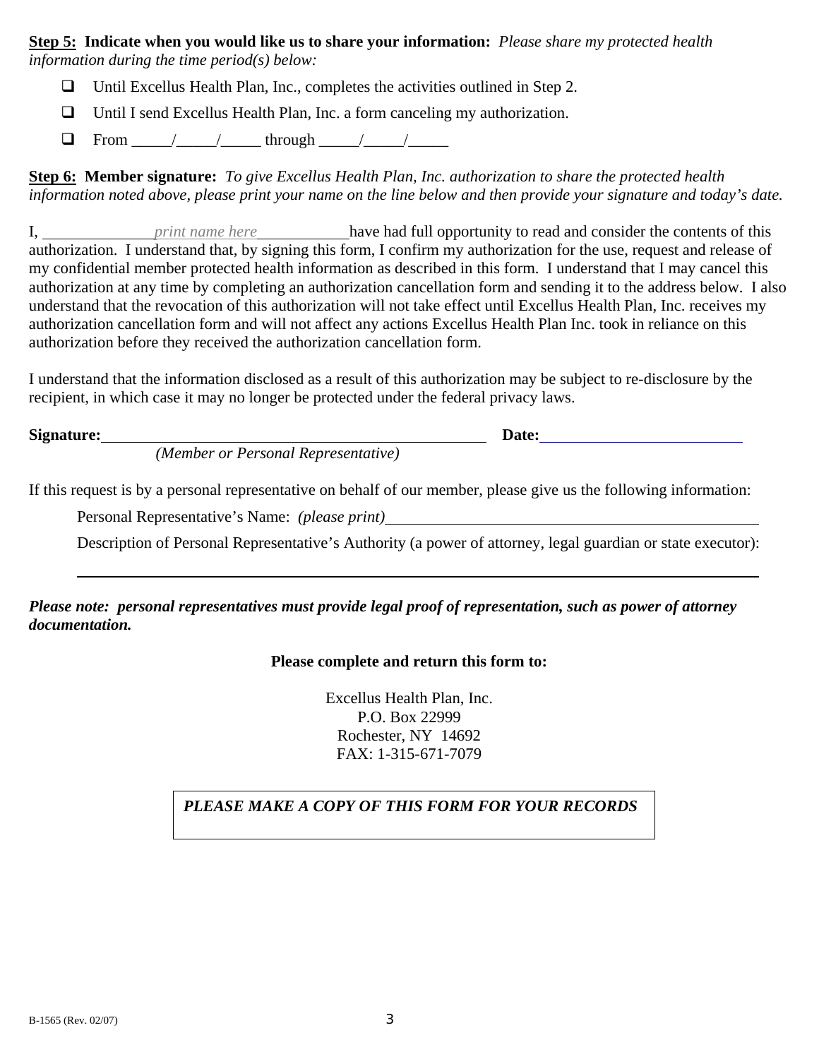**Step 5: Indicate when you would like us to share your information:** *Please share my protected health information during the time period(s) below:*

- ❑ Until Excellus Health Plan, Inc., completes the activities outlined in Step 2.
- ❑ Until I send Excellus Health Plan, Inc. a form canceling my authorization.
- ❑ From _____/_____/_____ through _____/_____/_____

**Step 6: Member signature:** *To give Excellus Health Plan, Inc. authorization to share the protected health information noted above, please print your name on the line below and then provide your signature and today's date.*

I, ______________*print name here*____________ have had full opportunity to read and consider the contents of this authorization. I understand that, by signing this form, I confirm my authorization for the use, request and release of my confidential member protected health information as described in this form. I understand that I may cancel this authorization at any time by completing an authorization cancellation form and sending it to the address below. I also understand that the revocation of this authorization will not take effect until Excellus Health Plan, Inc. receives my authorization cancellation form and will not affect any actions Excellus Health Plan Inc. took in reliance on this authorization before they received the authorization cancellation form.

I understand that the information disclosed as a result of this authorization may be subject to re-disclosure by the recipient, in which case it may no longer be protected under the federal privacy laws.

**Signature:**__________________________________________________ **Date:**_________________________

*(Member or Personal Representative)*

If this request is by a personal representative on behalf of our member, please give us the following information:

Personal Representative's Name: *(please print)*_______________________________________________

Description of Personal Representative's Authority (a power of attorney, legal guardian or state executor):

_____________________________________________________________________________________

***Please note: personal representatives must provide legal proof of representation, such as power of attorney documentation.***

**Please complete and return this form to:**

Excellus Health Plan, Inc.
P.O. Box 22999
Rochester, NY 14692
FAX: 1-315-671-7079

***PLEASE MAKE A COPY OF THIS FORM FOR YOUR RECORDS***

B-1565 (Rev. 02/07)